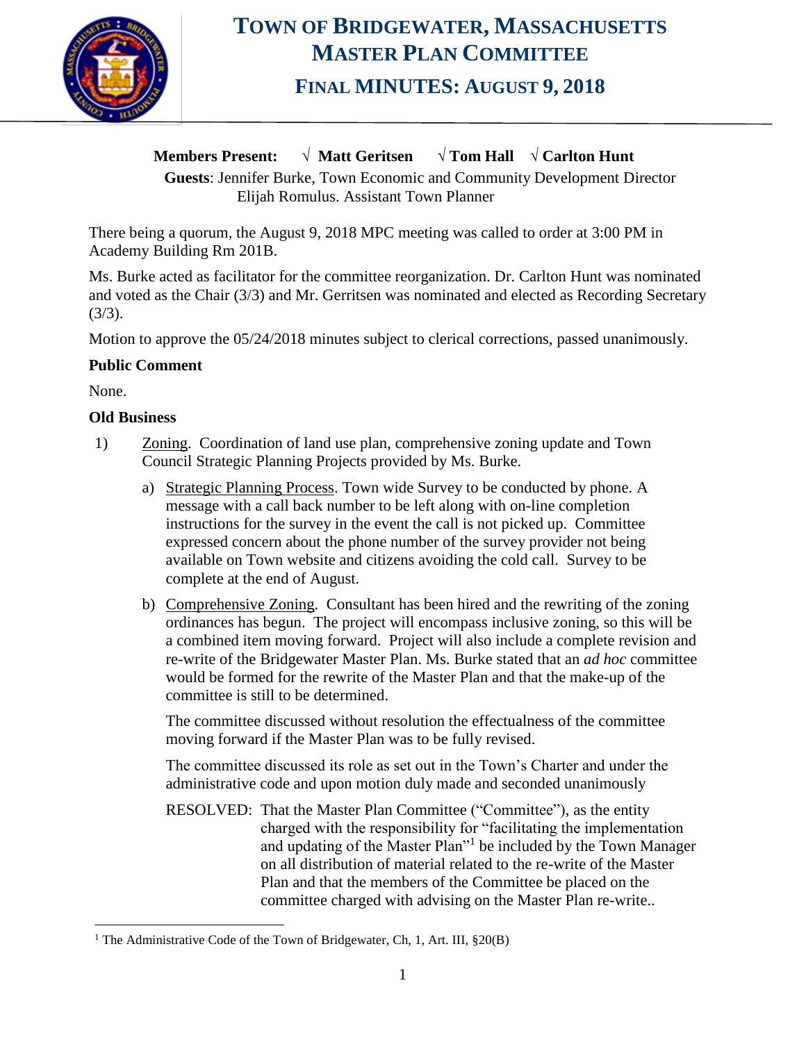# TOWN OF BRIDGEWATER, MASSACHUSETTS
# MASTER PLAN COMMITTEE
## FINAL MINUTES: AUGUST 9, 2018

**Members Present:** √ **Matt Geritsen** √ **Tom Hall** √ **Carlton Hunt**

**Guests**: Jennifer Burke, Town Economic and Community Development Director
Elijah Romulus. Assistant Town Planner

There being a quorum, the August 9, 2018 MPC meeting was called to order at 3:00 PM in Academy Building Rm 201B.

Ms. Burke acted as facilitator for the committee reorganization. Dr. Carlton Hunt was nominated and voted as the Chair (3/3) and Mr. Gerritsen was nominated and elected as Recording Secretary (3/3).

Motion to approve the 05/24/2018 minutes subject to clerical corrections, passed unanimously.

**Public Comment**

None.

**Old Business**

1) Zoning. Coordination of land use plan, comprehensive zoning update and Town Council Strategic Planning Projects provided by Ms. Burke.

   a) Strategic Planning Process. Town wide Survey to be conducted by phone. A message with a call back number to be left along with on-line completion instructions for the survey in the event the call is not picked up. Committee expressed concern about the phone number of the survey provider not being available on Town website and citizens avoiding the cold call. Survey to be complete at the end of August.

   b) Comprehensive Zoning. Consultant has been hired and the rewriting of the zoning ordinances has begun. The project will encompass inclusive zoning, so this will be a combined item moving forward. Project will also include a complete revision and re-write of the Bridgewater Master Plan. Ms. Burke stated that an *ad hoc* committee would be formed for the rewrite of the Master Plan and that the make-up of the committee is still to be determined.

      The committee discussed without resolution the effectualness of the committee moving forward if the Master Plan was to be fully revised.

      The committee discussed its role as set out in the Town's Charter and under the administrative code and upon motion duly made and seconded unanimously

      RESOLVED: That the Master Plan Committee ("Committee"), as the entity charged with the responsibility for "facilitating the implementation and updating of the Master Plan"[1] be included by the Town Manager on all distribution of material related to the re-write of the Master Plan and that the members of the Committee be placed on the committee charged with advising on the Master Plan re-write..

---

[1] The Administrative Code of the Town of Bridgewater, Ch, 1, Art. III, §20(B)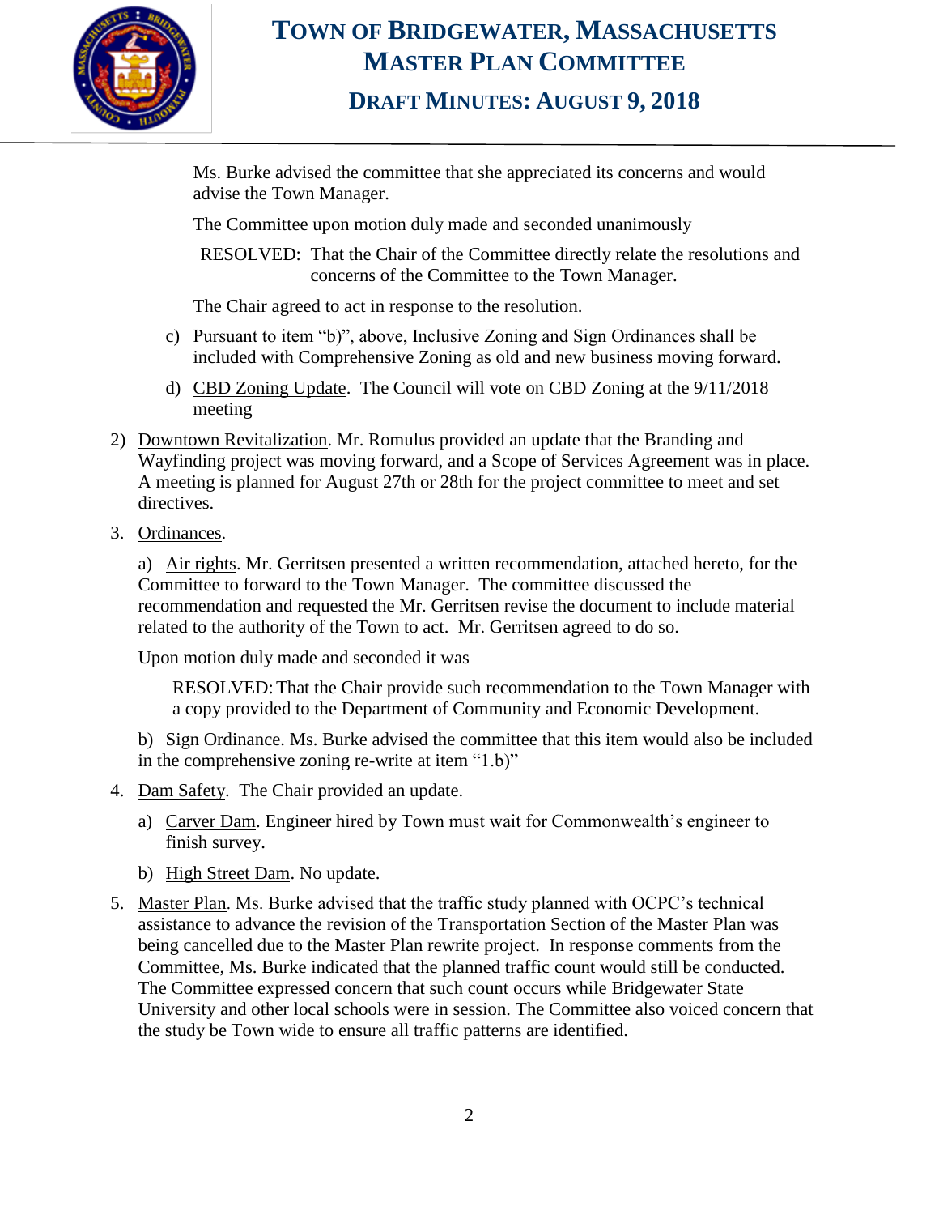Ms. Burke advised the committee that she appreciated its concerns and would advise the Town Manager.

The Committee upon motion duly made and seconded unanimously

RESOLVED: That the Chair of the Committee directly relate the resolutions and concerns of the Committee to the Town Manager.

The Chair agreed to act in response to the resolution.

c) Pursuant to item "b)", above, Inclusive Zoning and Sign Ordinances shall be included with Comprehensive Zoning as old and new business moving forward.

d) CBD Zoning Update. The Council will vote on CBD Zoning at the 9/11/2018 meeting

2) Downtown Revitalization. Mr. Romulus provided an update that the Branding and Wayfinding project was moving forward, and a Scope of Services Agreement was in place. A meeting is planned for August 27th or 28th for the project committee to meet and set directives.

3. Ordinances.

a) Air rights. Mr. Gerritsen presented a written recommendation, attached hereto, for the Committee to forward to the Town Manager. The committee discussed the recommendation and requested the Mr. Gerritsen revise the document to include material related to the authority of the Town to act. Mr. Gerritsen agreed to do so.

Upon motion duly made and seconded it was

RESOLVED: That the Chair provide such recommendation to the Town Manager with a copy provided to the Department of Community and Economic Development.

b) Sign Ordinance. Ms. Burke advised the committee that this item would also be included in the comprehensive zoning re-write at item "1.b)"

4. Dam Safety. The Chair provided an update.

a) Carver Dam. Engineer hired by Town must wait for Commonwealth's engineer to finish survey.

b) High Street Dam. No update.

5. Master Plan. Ms. Burke advised that the traffic study planned with OCPC's technical assistance to advance the revision of the Transportation Section of the Master Plan was being cancelled due to the Master Plan rewrite project. In response comments from the Committee, Ms. Burke indicated that the planned traffic count would still be conducted. The Committee expressed concern that such count occurs while Bridgewater State University and other local schools were in session. The Committee also voiced concern that the study be Town wide to ensure all traffic patterns are identified.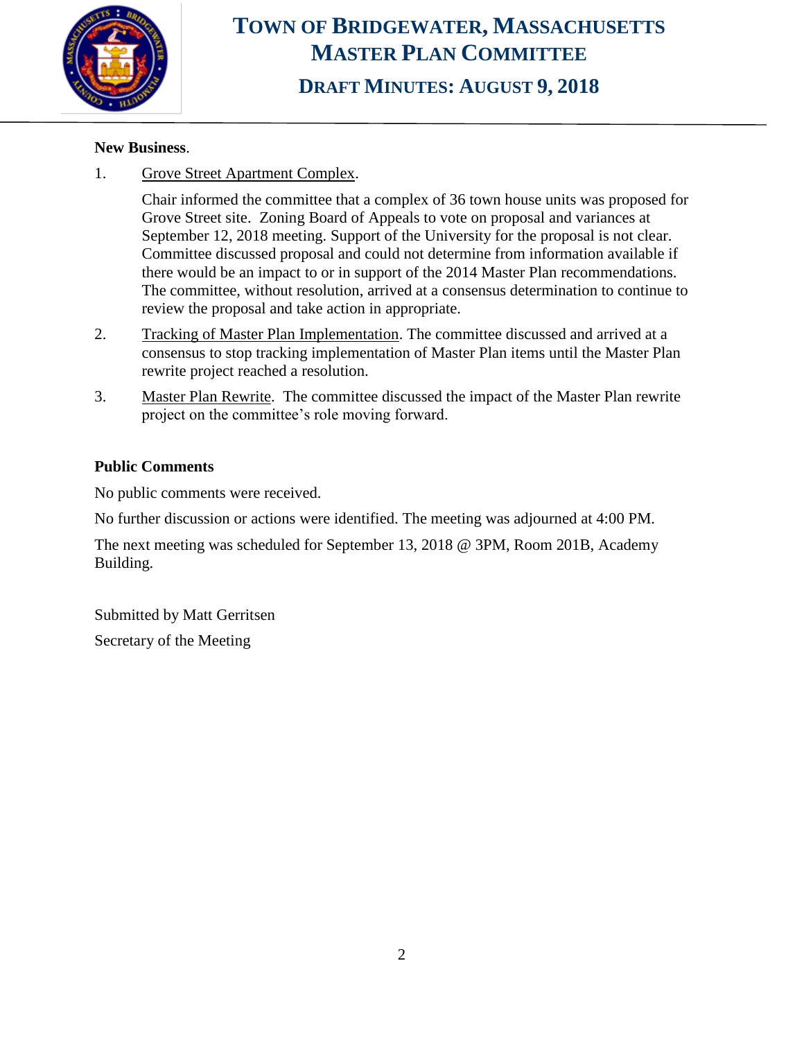**New Business**.

1. Grove Street Apartment Complex.

   Chair informed the committee that a complex of 36 town house units was proposed for Grove Street site. Zoning Board of Appeals to vote on proposal and variances at September 12, 2018 meeting. Support of the University for the proposal is not clear. Committee discussed proposal and could not determine from information available if there would be an impact to or in support of the 2014 Master Plan recommendations. The committee, without resolution, arrived at a consensus determination to continue to review the proposal and take action in appropriate.

2. Tracking of Master Plan Implementation. The committee discussed and arrived at a consensus to stop tracking implementation of Master Plan items until the Master Plan rewrite project reached a resolution.

3. Master Plan Rewrite. The committee discussed the impact of the Master Plan rewrite project on the committee's role moving forward.

**Public Comments**

No public comments were received.

No further discussion or actions were identified. The meeting was adjourned at 4:00 PM.

The next meeting was scheduled for September 13, 2018 @ 3PM, Room 201B, Academy Building.

Submitted by Matt Gerritsen

Secretary of the Meeting